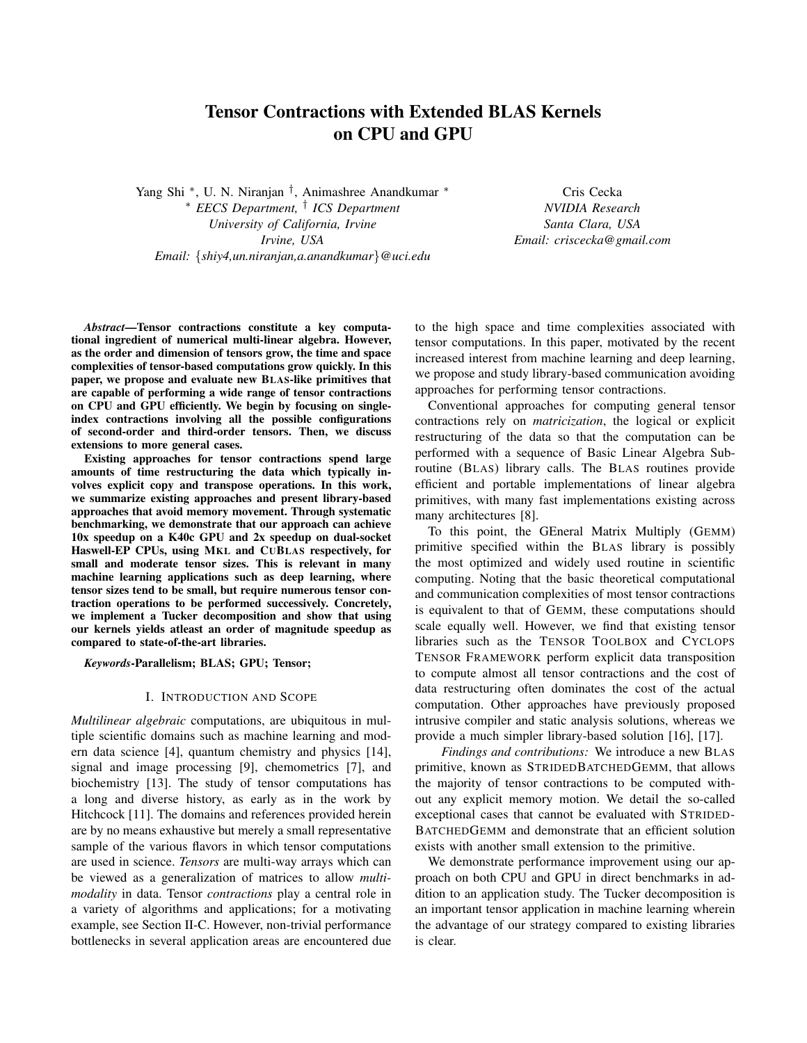# Tensor Contractions with Extended BLAS Kernels on CPU and GPU

Yang Shi [*], U. N. Niranjan [†], Animashree Anandkumar [*]
[*] *EECS Department,* [†] *ICS Department*
*University of California, Irvine*
*Irvine, USA*
*Email: {shiy4,un.niranjan,a.anandkumar}@uci.edu*

Cris Cecka
*NVIDIA Research*
*Santa Clara, USA*
*Email: criscecka@gmail.com*

***Abstract*—Tensor contractions constitute a key computational ingredient of numerical multi-linear algebra. However, as the order and dimension of tensors grow, the time and space complexities of tensor-based computations grow quickly. In this paper, we propose and evaluate new BLAS-like primitives that are capable of performing a wide range of tensor contractions on CPU and GPU efficiently. We begin by focusing on single-index contractions involving all the possible configurations of second-order and third-order tensors. Then, we discuss extensions to more general cases.**

**Existing approaches for tensor contractions spend large amounts of time restructuring the data which typically involves explicit copy and transpose operations. In this work, we summarize existing approaches and present library-based approaches that avoid memory movement. Through systematic benchmarking, we demonstrate that our approach can achieve 10x speedup on a K40c GPU and 2x speedup on dual-socket Haswell-EP CPUs, using MKL and CUBLAS respectively, for small and moderate tensor sizes. This is relevant in many machine learning applications such as deep learning, where tensor sizes tend to be small, but require numerous tensor contraction operations to be performed successively. Concretely, we implement a Tucker decomposition and show that using our kernels yields atleast an order of magnitude speedup as compared to state-of-the-art libraries.**

***Keywords*-Parallelism; BLAS; GPU; Tensor;**

## I. Introduction and Scope

*Multilinear algebraic* computations, are ubiquitous in multiple scientific domains such as machine learning and modern data science [4], quantum chemistry and physics [14], signal and image processing [9], chemometrics [7], and biochemistry [13]. The study of tensor computations has a long and diverse history, as early as in the work by Hitchcock [11]. The domains and references provided herein are by no means exhaustive but merely a small representative sample of the various flavors in which tensor computations are used in science. *Tensors* are multi-way arrays which can be viewed as a generalization of matrices to allow *multi-modality* in data. Tensor *contractions* play a central role in a variety of algorithms and applications; for a motivating example, see Section II-C. However, non-trivial performance bottlenecks in several application areas are encountered due to the high space and time complexities associated with tensor computations. In this paper, motivated by the recent increased interest from machine learning and deep learning, we propose and study library-based communication avoiding approaches for performing tensor contractions.

Conventional approaches for computing general tensor contractions rely on *matricization*, the logical or explicit restructuring of the data so that the computation can be performed with a sequence of Basic Linear Algebra Subroutine (BLAS) library calls. The BLAS routines provide efficient and portable implementations of linear algebra primitives, with many fast implementations existing across many architectures [8].

To this point, the GEneral Matrix Multiply (GEMM) primitive specified within the BLAS library is possibly the most optimized and widely used routine in scientific computing. Noting that the basic theoretical computational and communication complexities of most tensor contractions is equivalent to that of GEMM, these computations should scale equally well. However, we find that existing tensor libraries such as the TENSOR TOOLBOX and CYCLOPS TENSOR FRAMEWORK perform explicit data transposition to compute almost all tensor contractions and the cost of data restructuring often dominates the cost of the actual computation. Other approaches have previously proposed intrusive compiler and static analysis solutions, whereas we provide a much simpler library-based solution [16], [17].

*Findings and contributions:* We introduce a new BLAS primitive, known as STRIDEDBATCHEDGEMM, that allows the majority of tensor contractions to be computed without any explicit memory motion. We detail the so-called exceptional cases that cannot be evaluated with STRIDEDBATCHEDGEMM and demonstrate that an efficient solution exists with another small extension to the primitive.

We demonstrate performance improvement using our approach on both CPU and GPU in direct benchmarks in addition to an application study. The Tucker decomposition is an important tensor application in machine learning wherein the advantage of our strategy compared to existing libraries is clear.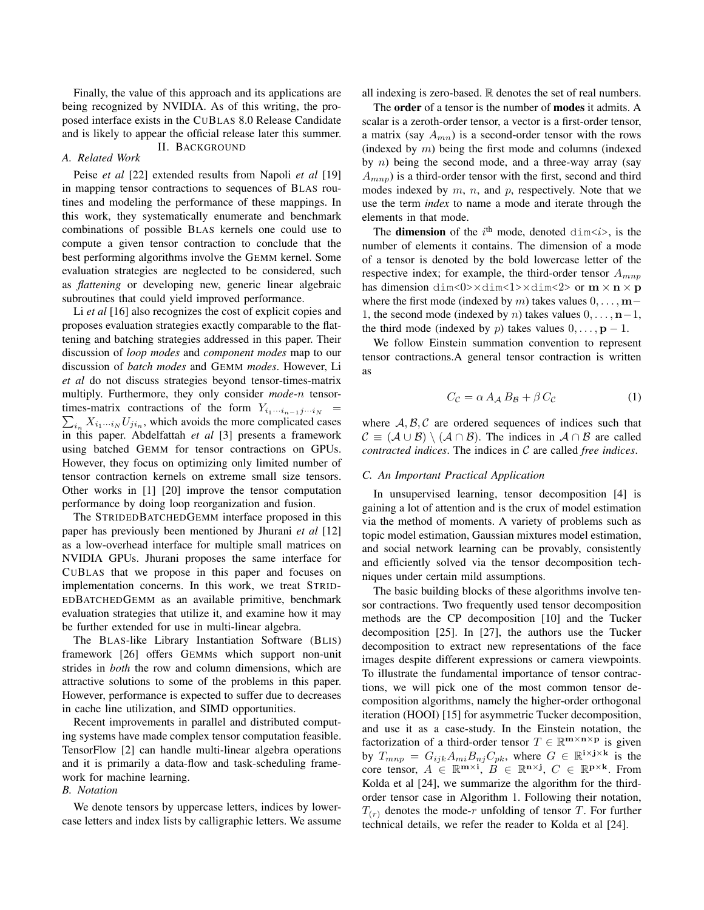Finally, the value of this approach and its applications are being recognized by NVIDIA. As of this writing, the proposed interface exists in the CUBLAS 8.0 Release Candidate and is likely to appear the official release later this summer.

## II. BACKGROUND

### A. Related Work

Peise *et al* [22] extended results from Napoli *et al* [19] in mapping tensor contractions to sequences of BLAS routines and modeling the performance of these mappings. In this work, they systematically enumerate and benchmark combinations of possible BLAS kernels one could use to compute a given tensor contraction to conclude that the best performing algorithms involve the GEMM kernel. Some evaluation strategies are neglected to be considered, such as *flattening* or developing new, generic linear algebraic subroutines that could yield improved performance.

Li *et al* [16] also recognizes the cost of explicit copies and proposes evaluation strategies exactly comparable to the flattening and batching strategies addressed in this paper. Their discussion of *loop modes* and *component modes* map to our discussion of *batch modes* and GEMM *modes*. However, Li *et al* do not discuss strategies beyond tensor-times-matrix multiply. Furthermore, they only consider *mode-n* tensor-times-matrix contractions of the form $Y_{i_1 \cdots i_{n-1} j \cdots i_N} = \sum_{i_n} X_{i_1 \cdots i_N} U_{j i_n}$, which avoids the more complicated cases in this paper. Abdelfattah *et al* [3] presents a framework using batched GEMM for tensor contractions on GPUs. However, they focus on optimizing only limited number of tensor contraction kernels on extreme small size tensors. Other works in [1] [20] improve the tensor computation performance by doing loop reorganization and fusion.

The STRIDEDBATCHEDGEMM interface proposed in this paper has previously been mentioned by Jhurani *et al* [12] as a low-overhead interface for multiple small matrices on NVIDIA GPUs. Jhurani proposes the same interface for CUBLAS that we propose in this paper and focuses on implementation concerns. In this work, we treat STRIDEDBATCHEDGEMM as an available primitive, benchmark evaluation strategies that utilize it, and examine how it may be further extended for use in multi-linear algebra.

The BLAS-like Library Instantiation Software (BLIS) framework [26] offers GEMMs which support non-unit strides in *both* the row and column dimensions, which are attractive solutions to some of the problems in this paper. However, performance is expected to suffer due to decreases in cache line utilization, and SIMD opportunities.

Recent improvements in parallel and distributed computing systems have made complex tensor computation feasible. TensorFlow [2] can handle multi-linear algebra operations and it is primarily a data-flow and task-scheduling framework for machine learning.

### B. Notation

We denote tensors by uppercase letters, indices by lowercase letters and index lists by calligraphic letters. We assume all indexing is zero-based. $\mathbb{R}$ denotes the set of real numbers.

The **order** of a tensor is the number of **modes** it admits. A scalar is a zeroth-order tensor, a vector is a first-order tensor, a matrix (say $A_{mn}$) is a second-order tensor with the rows (indexed by $m$) being the first mode and columns (indexed by $n$) being the second mode, and a three-way array (say $A_{mnp}$) is a third-order tensor with the first, second and third modes indexed by $m$, $n$, and $p$, respectively. Note that we use the term *index* to name a mode and iterate through the elements in that mode.

The **dimension** of the $i^{\text{th}}$ mode, denoted `dim<i>`, is the number of elements it contains. The dimension of a mode of a tensor is denoted by the bold lowercase letter of the respective index; for example, the third-order tensor $A_{mnp}$ has dimension `dim<0>×dim<1>×dim<2>` or $\mathbf{m} \times \mathbf{n} \times \mathbf{p}$ where the first mode (indexed by $m$) takes values $0, \dots, \mathbf{m}-1$, the second mode (indexed by $n$) takes values $0, \dots, \mathbf{n}-1$, the third mode (indexed by $p$) takes values $0, \dots, \mathbf{p}-1$.

We follow Einstein summation convention to represent tensor contractions.A general tensor contraction is written as

$$C_{\mathcal{C}} = \alpha \, A_{\mathcal{A}} \, B_{\mathcal{B}} + \beta \, C_{\mathcal{C}} \tag{1}$$

where $\mathcal{A}, \mathcal{B}, \mathcal{C}$ are ordered sequences of indices such that $\mathcal{C} \equiv (\mathcal{A} \cup \mathcal{B}) \setminus (\mathcal{A} \cap \mathcal{B})$. The indices in $\mathcal{A} \cap \mathcal{B}$ are called *contracted indices*. The indices in $\mathcal{C}$ are called *free indices*.

### C. An Important Practical Application

In unsupervised learning, tensor decomposition [4] is gaining a lot of attention and is the crux of model estimation via the method of moments. A variety of problems such as topic model estimation, Gaussian mixtures model estimation, and social network learning can be provably, consistently and efficiently solved via the tensor decomposition techniques under certain mild assumptions.

The basic building blocks of these algorithms involve tensor contractions. Two frequently used tensor decomposition methods are the CP decomposition [10] and the Tucker decomposition [25]. In [27], the authors use the Tucker decomposition to extract new representations of the face images despite different expressions or camera viewpoints. To illustrate the fundamental importance of tensor contractions, we will pick one of the most common tensor decomposition algorithms, namely the higher-order orthogonal iteration (HOOI) [15] for asymmetric Tucker decomposition, and use it as a case-study. In the Einstein notation, the factorization of a third-order tensor $T \in \mathbb{R}^{\mathbf{m} \times \mathbf{n} \times \mathbf{p}}$ is given by $T_{mnp} = G_{ijk} A_{mi} B_{nj} C_{pk}$, where $G \in \mathbb{R}^{\mathbf{i} \times \mathbf{j} \times \mathbf{k}}$ is the core tensor, $A \in \mathbb{R}^{\mathbf{m} \times \mathbf{i}}$, $B \in \mathbb{R}^{\mathbf{n} \times \mathbf{j}}$, $C \in \mathbb{R}^{\mathbf{p} \times \mathbf{k}}$. From Kolda et al [24], we summarize the algorithm for the third-order tensor case in Algorithm 1. Following their notation, $T_{(r)}$ denotes the mode-$r$ unfolding of tensor $T$. For further technical details, we refer the reader to Kolda et al [24].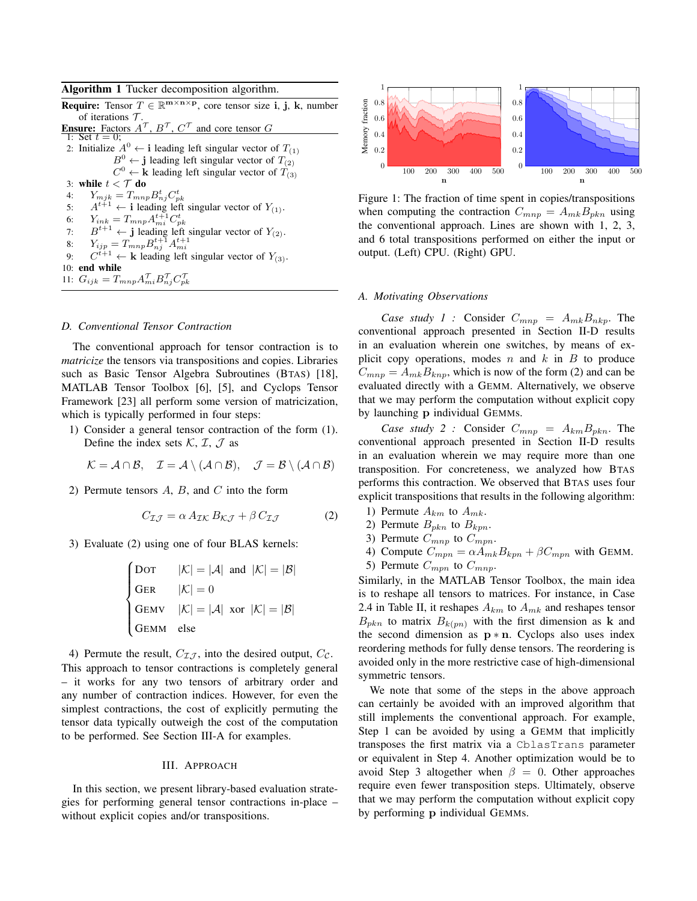**Algorithm 1** Tucker decomposition algorithm.

**Require:** Tensor $T \in \mathbb{R}^{\mathbf{m}\times\mathbf{n}\times\mathbf{p}}$, core tensor size $\mathbf{i}$, $\mathbf{j}$, $\mathbf{k}$, number of iterations $\mathcal{T}$.
**Ensure:** Factors $A^{\mathcal{T}}$, $B^{\mathcal{T}}$, $C^{\mathcal{T}}$ and core tensor $G$

1: Set $t = 0$;
2: Initialize $A^0 \leftarrow \mathbf{i}$ leading left singular vector of $T_{(1)}$
$B^0 \leftarrow \mathbf{j}$ leading left singular vector of $T_{(2)}$
$C^0 \leftarrow \mathbf{k}$ leading left singular vector of $T_{(3)}$
3: **while** $t < \mathcal{T}$ **do**
4: $Y_{mjk} = T_{mnp} B^t_{nj} C^t_{pk}$
5: $A^{t+1} \leftarrow \mathbf{i}$ leading left singular vector of $Y_{(1)}$.
6: $Y_{ink} = T_{mnp} A^{t+1}_{mi} C^t_{pk}$
7: $B^{t+1} \leftarrow \mathbf{j}$ leading left singular vector of $Y_{(2)}$.
8: $Y_{ijp} = T_{mnp} B^{t+1}_{nj} A^{t+1}_{mi}$
9: $C^{t+1} \leftarrow \mathbf{k}$ leading left singular vector of $Y_{(3)}$.
10: **end while**
11: $G_{ijk} = T_{mnp} A^{\mathcal{T}}_{mi} B^{\mathcal{T}}_{nj} C^{\mathcal{T}}_{pk}$

### D. Conventional Tensor Contraction

The conventional approach for tensor contraction is to *matricize* the tensors via transpositions and copies. Libraries such as Basic Tensor Algebra Subroutines (BTAS) [18], MATLAB Tensor Toolbox [6], [5], and Cyclops Tensor Framework [23] all perform some version of matricization, which is typically performed in four steps:

1) Consider a general tensor contraction of the form (1). Define the index sets $\mathcal{K}$, $\mathcal{I}$, $\mathcal{J}$ as

$$\mathcal{K} = \mathcal{A} \cap \mathcal{B}, \quad \mathcal{I} = \mathcal{A} \setminus (\mathcal{A} \cap \mathcal{B}), \quad \mathcal{J} = \mathcal{B} \setminus (\mathcal{A} \cap \mathcal{B})$$

2) Permute tensors $A$, $B$, and $C$ into the form

$$C_{\mathcal{I}\mathcal{J}} = \alpha\, A_{\mathcal{I}\mathcal{K}}\, B_{\mathcal{K}\mathcal{J}} + \beta\, C_{\mathcal{I}\mathcal{J}} \tag{2}$$

3) Evaluate (2) using one of four BLAS kernels:

$$\begin{cases} \text{DOT} & |\mathcal{K}| = |\mathcal{A}| \text{ and } |\mathcal{K}| = |\mathcal{B}| \\ \text{GER} & |\mathcal{K}| = 0 \\ \text{GEMV} & |\mathcal{K}| = |\mathcal{A}| \text{ xor } |\mathcal{K}| = |\mathcal{B}| \\ \text{GEMM} & \text{else} \end{cases}$$

4) Permute the result, $C_{\mathcal{I}\mathcal{J}}$, into the desired output, $C_{\mathcal{C}}$.

This approach to tensor contractions is completely general – it works for any two tensors of arbitrary order and any number of contraction indices. However, for even the simplest contractions, the cost of explicitly permuting the tensor data typically outweigh the cost of the computation to be performed. See Section III-A for examples.

## III. Approach

In this section, we present library-based evaluation strategies for performing general tensor contractions in-place – without explicit copies and/or transpositions.

Figure 1: The fraction of time spent in copies/transpositions when computing the contraction $C_{mnp} = A_{mk} B_{pkn}$ using the conventional approach. Lines are shown with 1, 2, 3, and 6 total transpositions performed on either the input or output. (Left) CPU. (Right) GPU.

### A. Motivating Observations

*Case study 1 :* Consider $C_{mnp} = A_{mk} B_{nkp}$. The conventional approach presented in Section II-D results in an evaluation wherein one switches, by means of explicit copy operations, modes $n$ and $k$ in $B$ to produce $C_{mnp} = A_{mk} B_{knp}$, which is now of the form (2) and can be evaluated directly with a GEMM. Alternatively, we observe that we may perform the computation without explicit copy by launching $\mathbf{p}$ individual GEMMs.

*Case study 2 :* Consider $C_{mnp} = A_{km} B_{pkn}$. The conventional approach presented in Section II-D results in an evaluation wherein we may require more than one transposition. For concreteness, we analyzed how BTAS performs this contraction. We observed that BTAS uses four explicit transpositions that results in the following algorithm:

1) Permute $A_{km}$ to $A_{mk}$.
2) Permute $B_{pkn}$ to $B_{kpn}$.
3) Permute $C_{mnp}$ to $C_{mpn}$.
4) Compute $C_{mpn} = \alpha A_{mk} B_{kpn} + \beta C_{mpn}$ with GEMM.
5) Permute $C_{mpn}$ to $C_{mnp}$.

Similarly, in the MATLAB Tensor Toolbox, the main idea is to reshape all tensors to matrices. For instance, in Case 2.4 in Table II, it reshapes $A_{km}$ to $A_{mk}$ and reshapes tensor $B_{pkn}$ to matrix $B_{k(pn)}$ with the first dimension as $\mathbf{k}$ and the second dimension as $\mathbf{p} * \mathbf{n}$. Cyclops also uses index reordering methods for fully dense tensors. The reordering is avoided only in the more restrictive case of high-dimensional symmetric tensors.

We note that some of the steps in the above approach can certainly be avoided with an improved algorithm that still implements the conventional approach. For example, Step 1 can be avoided by using a GEMM that implicitly transposes the first matrix via a `CblasTrans` parameter or equivalent in Step 4. Another optimization would be to avoid Step 3 altogether when $\beta = 0$. Other approaches require even fewer transposition steps. Ultimately, observe that we may perform the computation without explicit copy by performing $\mathbf{p}$ individual GEMMs.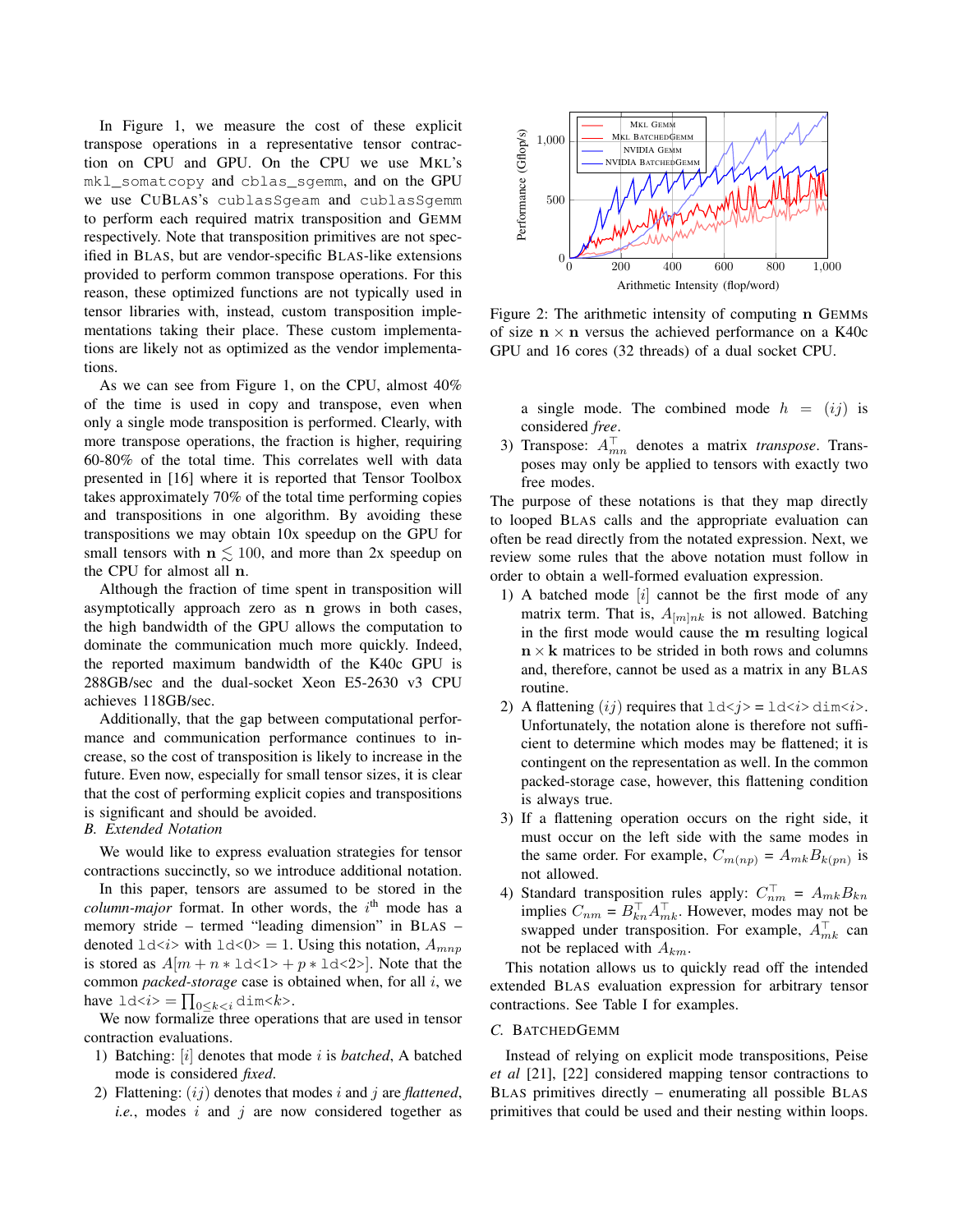In Figure 1, we measure the cost of these explicit transpose operations in a representative tensor contraction on CPU and GPU. On the CPU we use MKL's `mkl_somatcopy` and `cblas_sgemm`, and on the GPU we use CUBLAS's `cublasSgeam` and `cublasSgemm` to perform each required matrix transposition and GEMM respectively. Note that transposition primitives are not specified in BLAS, but are vendor-specific BLAS-like extensions provided to perform common transpose operations. For this reason, these optimized functions are not typically used in tensor libraries with, instead, custom transposition implementations taking their place. These custom implementations are likely not as optimized as the vendor implementations.

As we can see from Figure 1, on the CPU, almost 40% of the time is used in copy and transpose, even when only a single mode transposition is performed. Clearly, with more transpose operations, the fraction is higher, requiring 60-80% of the total time. This correlates well with data presented in [16] where it is reported that Tensor Toolbox takes approximately 70% of the total time performing copies and transpositions in one algorithm. By avoiding these transpositions we may obtain 10x speedup on the GPU for small tensors with $\mathbf{n} \lesssim 100$, and more than 2x speedup on the CPU for almost all $\mathbf{n}$.

Although the fraction of time spent in transposition will asymptotically approach zero as $\mathbf{n}$ grows in both cases, the high bandwidth of the GPU allows the computation to dominate the communication much more quickly. Indeed, the reported maximum bandwidth of the K40c GPU is 288GB/sec and the dual-socket Xeon E5-2630 v3 CPU achieves 118GB/sec.

Additionally, that the gap between computational performance and communication performance continues to increase, so the cost of transposition is likely to increase in the future. Even now, especially for small tensor sizes, it is clear that the cost of performing explicit copies and transpositions is significant and should be avoided.

### B. Extended Notation

We would like to express evaluation strategies for tensor contractions succinctly, so we introduce additional notation.

In this paper, tensors are assumed to be stored in the *column-major* format. In other words, the $i^{\text{th}}$ mode has a memory stride – termed "leading dimension" in BLAS – denoted `ld<i>` with `ld<0>` $= 1$. Using this notation, $A_{mnp}$ is stored as $A[m + n * \texttt{ld<1>} + p * \texttt{ld<2>}]$. Note that the common *packed-storage* case is obtained when, for all $i$, we have `ld<i>` $= \prod_{0 \leq k < i}$ `dim<k>`.

We now formalize three operations that are used in tensor contraction evaluations.

1) Batching: $[i]$ denotes that mode $i$ is *batched*, A batched mode is considered *fixed*.
2) Flattening: $(ij)$ denotes that modes $i$ and $j$ are *flattened*, *i.e.*, modes $i$ and $j$ are now considered together as a single mode. The combined mode $h = (ij)$ is considered *free*.
3) Transpose: $A_{mn}^{\top}$ denotes a matrix *transpose*. Transposes may only be applied to tensors with exactly two free modes.

The purpose of these notations is that they map directly to looped BLAS calls and the appropriate evaluation can often be read directly from the notated expression. Next, we review some rules that the above notation must follow in order to obtain a well-formed evaluation expression.

1) A batched mode $[i]$ cannot be the first mode of any matrix term. That is, $A_{[m]nk}$ is not allowed. Batching in the first mode would cause the $\mathbf{m}$ resulting logical $\mathbf{n} \times \mathbf{k}$ matrices to be strided in both rows and columns and, therefore, cannot be used as a matrix in any BLAS routine.
2) A flattening $(ij)$ requires that `ld<j>` = `ld<i>` `dim<i>`. Unfortunately, the notation alone is therefore not sufficient to determine which modes may be flattened; it is contingent on the representation as well. In the common packed-storage case, however, this flattening condition is always true.
3) If a flattening operation occurs on the right side, it must occur on the left side with the same modes in the same order. For example, $C_{m(np)} = A_{mk} B_{k(pn)}$ is not allowed.
4) Standard transposition rules apply: $C_{nm}^{\top} = A_{mk} B_{kn}$ implies $C_{nm} = B_{kn}^{\top} A_{mk}^{\top}$. However, modes may not be swapped under transposition. For example, $A_{mk}^{\top}$ can not be replaced with $A_{km}$.

This notation allows us to quickly read off the intended extended BLAS evaluation expression for arbitrary tensor contractions. See Table I for examples.

### C. BatchedGemm

Instead of relying on explicit mode transpositions, Peise *et al* [21], [22] considered mapping tensor contractions to BLAS primitives directly – enumerating all possible BLAS primitives that could be used and their nesting within loops.

Figure 2: The arithmetic intensity of computing $\mathbf{n}$ GEMMs of size $\mathbf{n} \times \mathbf{n}$ versus the achieved performance on a K40c GPU and 16 cores (32 threads) of a dual socket CPU.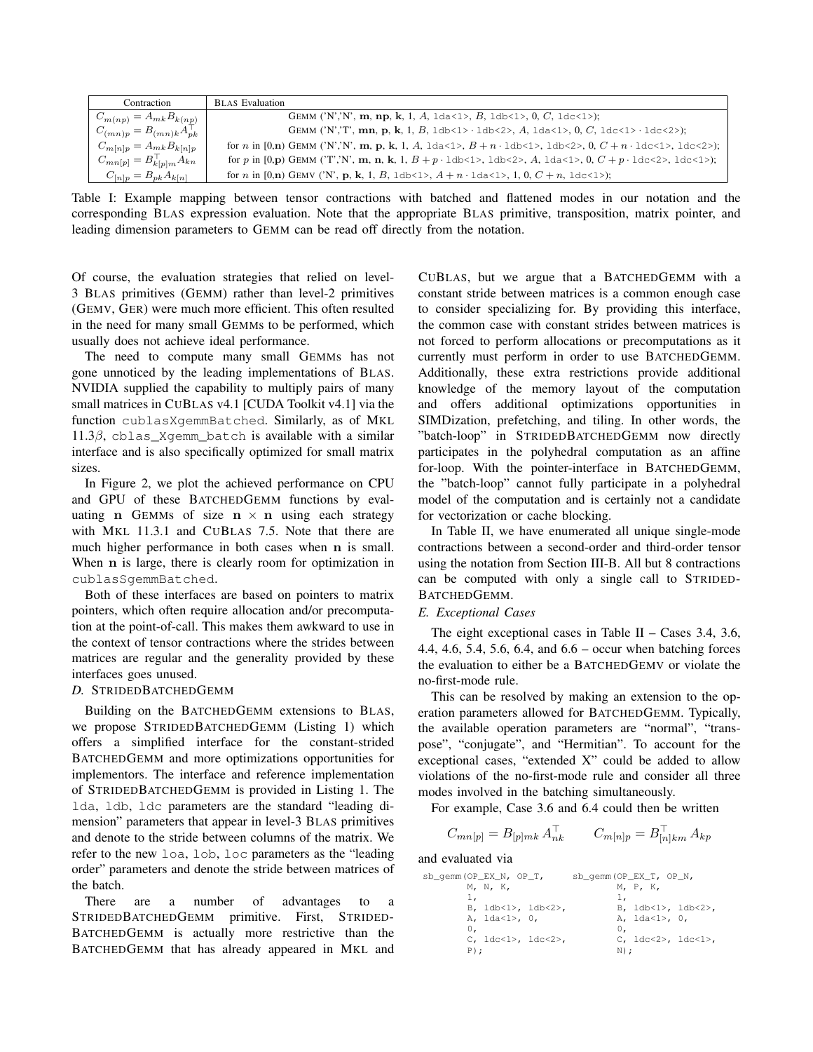| Contraction | BLAS Evaluation |
|---|---|
| $C_{m(np)} = A_{mk} B_{k(np)}$ | GEMM ('N','N', **m**, **np**, **k**, 1, $A$, lda<1>, $B$, ldb<1>, 0, $C$, ldc<1>); |
| $C_{(mn)p} = B_{(mn)k} A_{pk}^{\top}$ | GEMM ('N','T', **mn**, **p**, **k**, 1, $B$, ldb<1> $\cdot$ ldb<2>, $A$, lda<1>, 0, $C$, ldc<1> $\cdot$ ldc<2>); |
| $C_{m[n]p} = A_{mk} B_{k[n]p}$ | for $n$ in [0,**n**) GEMM ('N','N', **m**, **p**, **k**, 1, $A$, lda<1>, $B + n \cdot$ ldb<1>, ldb<2>, 0, $C + n \cdot$ ldc<1>, ldc<2>); |
| $C_{mn[p]} = B_{k[p]m}^{\top} A_{kn}$ | for $p$ in [0,**p**) GEMM ('T','N', **m**, **n**, **k**, 1, $B + p \cdot$ ldb<1>, ldb<2>, $A$, lda<1>, 0, $C + p \cdot$ ldc<2>, ldc<1>); |
| $C_{[n]p} = B_{pk} A_{k[n]}$ | for $n$ in [0,**n**) GEMV ('N', **p**, **k**, 1, $B$, ldb<1>, $A + n \cdot$ lda<1>, 1, 0, $C + n$, ldc<1>); |

Table I: Example mapping between tensor contractions with batched and flattened modes in our notation and the corresponding BLAS expression evaluation. Note that the appropriate BLAS primitive, transposition, matrix pointer, and leading dimension parameters to GEMM can be read off directly from the notation.

Of course, the evaluation strategies that relied on level-3 BLAS primitives (GEMM) rather than level-2 primitives (GEMV, GER) were much more efficient. This often resulted in the need for many small GEMMs to be performed, which usually does not achieve ideal performance.

The need to compute many small GEMMs has not gone unnoticed by the leading implementations of BLAS. NVIDIA supplied the capability to multiply pairs of many small matrices in CUBLAS v4.1 [CUDA Toolkit v4.1] via the function `cublasXgemmBatched`. Similarly, as of MKL 11.3$\beta$, `cblas_Xgemm_batch` is available with a similar interface and is also specifically optimized for small matrix sizes.

In Figure 2, we plot the achieved performance on CPU and GPU of these BATCHEDGEMM functions by evaluating $\mathbf{n}$ GEMMs of size $\mathbf{n} \times \mathbf{n}$ using each strategy with MKL 11.3.1 and CUBLAS 7.5. Note that there are much higher performance in both cases when $\mathbf{n}$ is small. When $\mathbf{n}$ is large, there is clearly room for optimization in `cublasSgemmBatched`.

Both of these interfaces are based on pointers to matrix pointers, which often require allocation and/or precomputation at the point-of-call. This makes them awkward to use in the context of tensor contractions where the strides between matrices are regular and the generality provided by these interfaces goes unused.

### D. StridedBatchedGemm

Building on the BATCHEDGEMM extensions to BLAS, we propose STRIDEDBATCHEDGEMM (Listing 1) which offers a simplified interface for the constant-strided BATCHEDGEMM and more optimizations opportunities for implementors. The interface and reference implementation of STRIDEDBATCHEDGEMM is provided in Listing 1. The `lda`, `ldb`, `ldc` parameters are the standard "leading dimension" parameters that appear in level-3 BLAS primitives and denote to the stride between columns of the matrix. We refer to the new `loa`, `lob`, `loc` parameters as the "leading order" parameters and denote the stride between matrices of the batch.

There are a number of advantages to a STRIDEDBATCHEDGEMM primitive. First, STRIDEDBATCHEDGEMM is actually more restrictive than the BATCHEDGEMM that has already appeared in MKL and CUBLAS, but we argue that a BATCHEDGEMM with a constant stride between matrices is a common enough case to consider specializing for. By providing this interface, the common case with constant strides between matrices is not forced to perform allocations or precomputations as it currently must perform in order to use BATCHEDGEMM. Additionally, these extra restrictions provide additional knowledge of the memory layout of the computation and offers additional optimizations opportunities in SIMDization, prefetching, and tiling. In other words, the "batch-loop" in STRIDEDBATCHEDGEMM now directly participates in the polyhedral computation as an affine for-loop. With the pointer-interface in BATCHEDGEMM, the "batch-loop" cannot fully participate in a polyhedral model of the computation and is certainly not a candidate for vectorization or cache blocking.

In Table II, we have enumerated all unique single-mode contractions between a second-order and third-order tensor using the notation from Section III-B. All but 8 contractions can be computed with only a single call to STRIDEDBATCHEDGEMM.

### E. Exceptional Cases

The eight exceptional cases in Table II – Cases 3.4, 3.6, 4.4, 4.6, 5.4, 5.6, 6.4, and 6.6 – occur when batching forces the evaluation to either be a BATCHEDGEMV or violate the no-first-mode rule.

This can be resolved by making an extension to the operation parameters allowed for BATCHEDGEMM. Typically, the available operation parameters are "normal", "transpose", "conjugate", and "Hermitian". To account for the exceptional cases, "extended X" could be added to allow violations of the no-first-mode rule and consider all three modes involved in the batching simultaneously.

For example, Case 3.6 and 6.4 could then be written

$$C_{mn[p]} = B_{[p]mk} A_{nk}^{\top} \qquad C_{m[n]p} = B_{[n]km}^{\top} A_{kp}$$

and evaluated via

```
sb_gemm(OP_EX_N, OP_T,        sb_gemm(OP_EX_T, OP_N,
        M, N, K,                      M, P, K,
        1,                            1,
        B, ldb<1>, ldb<2>,            B, ldb<1>, ldb<2>,
        A, lda<1>, 0,                 A, lda<1>, 0,
        0,                            0,
        C, ldc<1>, ldc<2>,            C, ldc<2>, ldc<1>,
        P);                           N);
```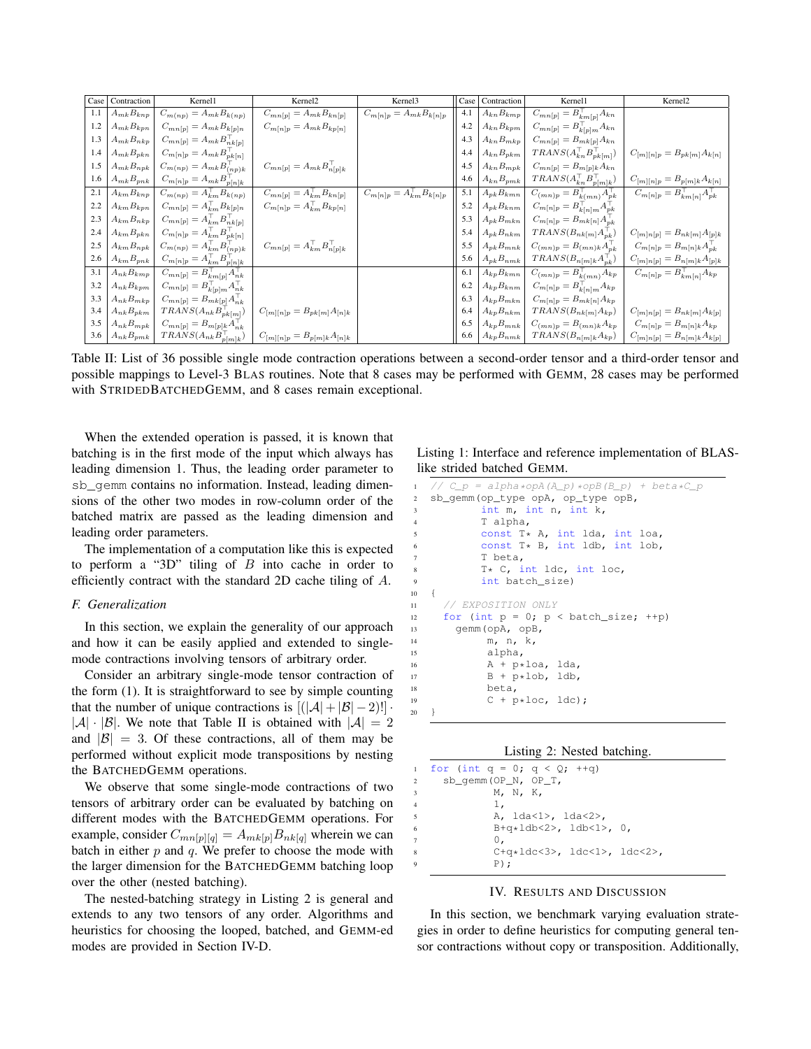| Case | Contraction | Kernel1 | Kernel2 | Kernel3 | Case | Contraction | Kernel1 | Kernel2 |
|---|---|---|---|---|---|---|---|---|
| 1.1 | $A_{mk}B_{knp}$ | $C_{m(np)} = A_{mk}B_{k(np)}$ | $C_{mn[p]} = A_{mk}B_{kn[p]}$ | $C_{m[n]p} = A_{mk}B_{k[n]p}$ | 4.1 | $A_{kn}B_{kmp}$ | $C_{mn[p]} = B^{\top}_{km[p]}A_{kn}$ | |
| 1.2 | $A_{mk}B_{kpn}$ | $C_{mn[p]} = A_{mk}B_{k[p]n}$ | $C_{m[n]p} = A_{mk}B_{kp[n]}$ | | 4.2 | $A_{kn}B_{kpm}$ | $C_{mn[p]} = B^{\top}_{k[p]m}A_{kn}$ | |
| 1.3 | $A_{mk}B_{nkp}$ | $C_{mn[p]} = A_{mk}B^{\top}_{nk[p]}$ | | | 4.3 | $A_{kn}B_{mkp}$ | $C_{mn[p]} = B_{mk[p]}A_{kn}$ | |
| 1.4 | $A_{mk}B_{pkn}$ | $C_{m[n]p} = A_{mk}B^{\top}_{pk[n]}$ | | | 4.4 | $A_{kn}B_{pkm}$ | $TRANS(A^{\top}_{kn}B^{\top}_{pk[m]})$ | $C_{[m][n]p} = B_{pk[m]}A_{k[n]}$ |
| 1.5 | $A_{mk}B_{npk}$ | $C_{m(np)} = A_{mk}B^{\top}_{(np)k}$ | $C_{mn[p]} = A_{mk}B^{\top}_{n[p]k}$ | | 4.5 | $A_{kn}B_{mpk}$ | $C_{mn[p]} = B_{m[p]k}A_{kn}$ | |
| 1.6 | $A_{mk}B_{pnk}$ | $C_{m[n]p} = A_{mk}B^{\top}_{p[n]k}$ | | | 4.6 | $A_{kn}B_{pmk}$ | $TRANS(A^{\top}_{kn}B^{\top}_{p[m]k})$ | $C_{[m][n]p} = B_{p[m]k}A_{k[n]}$ |
| 2.1 | $A_{km}B_{knp}$ | $C_{m(np)} = A^{\top}_{km}B_{k(np)}$ | $C_{mn[p]} = A^{\top}_{km}B_{kn[p]}$ | $C_{m[n]p} = A^{\top}_{km}B_{k[n]p}$ | 5.1 | $A_{pk}B_{kmn}$ | $C_{(mn)p} = B^{\top}_{k(mn)}A^{\top}_{pk}$ | $C_{m[n]p} = B^{\top}_{km[n]}A^{\top}_{pk}$ |
| 2.2 | $A_{km}B_{kpn}$ | $C_{mn[p]} = A^{\top}_{km}B_{k[p]n}$ | $C_{m[n]p} = A^{\top}_{km}B_{kp[n]}$ | | 5.2 | $A_{pk}B_{knm}$ | $C_{m[n]p} = B^{\top}_{k[n]m}A^{\top}_{pk}$ | |
| 2.3 | $A_{km}B_{nkp}$ | $C_{mn[p]} = A^{\top}_{km}B^{\top}_{nk[p]}$ | | | 5.3 | $A_{pk}B_{mkn}$ | $C_{m[n]p} = B_{mk[n]}A^{\top}_{pk}$ | |
| 2.4 | $A_{km}B_{pkn}$ | $C_{m[n]p} = A^{\top}_{km}B^{\top}_{pk[n]}$ | | | 5.4 | $A_{pk}B_{nkm}$ | $TRANS(B_{nk[m]}A^{\top}_{pk})$ | $C_{[m]n[p]} = B_{nk[m]}A_{[p]k}$ |
| 2.5 | $A_{km}B_{npk}$ | $C_{m(np)} = A^{\top}_{km}B^{\top}_{(np)k}$ | $C_{mn[p]} = A^{\top}_{km}B^{\top}_{n[p]k}$ | | 5.5 | $A_{pk}B_{mnk}$ | $C_{(mn)p} = B_{(mn)k}A^{\top}_{pk}$ | $C_{m[n]p} = B_{m[n]k}A^{\top}_{pk}$ |
| 2.6 | $A_{km}B_{pnk}$ | $C_{m[n]p} = A^{\top}_{km}B^{\top}_{p[n]k}$ | | | 5.6 | $A_{pk}B_{nmk}$ | $TRANS(B_{n[m]k}A^{\top}_{pk})$ | $C_{[m]n[p]} = B_{n[m]k}A_{[p]k}$ |
| 3.1 | $A_{nk}B_{kmp}$ | $C_{mn[p]} = B^{\top}_{km[p]}A^{\top}_{nk}$ | | | 6.1 | $A_{kp}B_{kmn}$ | $C_{(mn)p} = B^{\top}_{k(mn)}A_{kp}$ | $C_{m[n]p} = B^{\top}_{km[n]}A_{kp}$ |
| 3.2 | $A_{nk}B_{kpm}$ | $C_{mn[p]} = B^{\top}_{k[p]m}A^{\top}_{nk}$ | | | 6.2 | $A_{kp}B_{knm}$ | $C_{m[n]p} = B^{\top}_{k[n]m}A_{kp}$ | |
| 3.3 | $A_{nk}B_{mkp}$ | $C_{mn[p]} = B_{mk[p]}A^{\top}_{nk}$ | | | 6.3 | $A_{kp}B_{mkn}$ | $C_{m[n]p} = B_{mk[n]}A_{kp}$ | |
| 3.4 | $A_{nk}B_{pkm}$ | $TRANS(A_{nk}B^{\top}_{pk[m]})$ | $C_{[m][n]p} = B_{pk[m]}A_{[n]k}$ | | 6.4 | $A_{kp}B_{nkm}$ | $TRANS(B_{nk[m]}A_{kp})$ | $C_{[m]n[p]} = B_{nk[m]}A_{k[p]}$ |
| 3.5 | $A_{nk}B_{mpk}$ | $C_{mn[p]} = B_{m[p]k}A^{\top}_{nk}$ | | | 6.5 | $A_{kp}B_{mnk}$ | $C_{(mn)p} = B_{(mn)k}A_{kp}$ | $C_{m[n]p} = B_{m[n]k}A_{kp}$ |
| 3.6 | $A_{nk}B_{pmk}$ | $TRANS(A_{nk}B^{\top}_{p[m]k})$ | $C_{[m][n]p} = B_{p[m]k}A_{[n]k}$ | | 6.6 | $A_{kp}B_{nmk}$ | $TRANS(B_{n[m]k}A_{kp})$ | $C_{[m]n[p]} = B_{n[m]k}A_{k[p]}$ |

Table II: List of 36 possible single mode contraction operations between a second-order tensor and a third-order tensor and possible mappings to Level-3 BLAS routines. Note that 8 cases may be performed with GEMM, 28 cases may be performed with STRIDEDBATCHEDGEMM, and 8 cases remain exceptional.

When the extended operation is passed, it is known that batching is in the first mode of the input which always has leading dimension 1. Thus, the leading order parameter to `sb_gemm` contains no information. Instead, leading dimensions of the other two modes in row-column order of the batched matrix are passed as the leading dimension and leading order parameters.

The implementation of a computation like this is expected to perform a "3D" tiling of $B$ into cache in order to efficiently contract with the standard 2D cache tiling of $A$.

### F. Generalization

In this section, we explain the generality of our approach and how it can be easily applied and extended to single-mode contractions involving tensors of arbitrary order.

Consider an arbitrary single-mode tensor contraction of the form (1). It is straightforward to see by simple counting that the number of unique contractions is $[(|\mathcal{A}|+|\mathcal{B}|-2)!] \cdot |\mathcal{A}| \cdot |\mathcal{B}|$. We note that Table II is obtained with $|\mathcal{A}| = 2$ and $|\mathcal{B}| = 3$. Of these contractions, all of them may be performed without explicit mode transpositions by nesting the BATCHEDGEMM operations.

We observe that some single-mode contractions of two tensors of arbitrary order can be evaluated by batching on different modes with the BATCHEDGEMM operations. For example, consider $C_{mn[p][q]} = A_{mk[p]}B_{nk[q]}$ wherein we can batch in either $p$ and $q$. We prefer to choose the mode with the larger dimension for the BATCHEDGEMM batching loop over the other (nested batching).

The nested-batching strategy in Listing 2 is general and extends to any two tensors of any order. Algorithms and heuristics for choosing the looped, batched, and GEMM-ed modes are provided in Section IV-D.

Listing 1: Interface and reference implementation of BLAS-like strided batched GEMM.

```
// C_p = alpha*opA(A_p)*opB(B_p) + beta*C_p
sb_gemm(op_type opA, op_type opB,
        int m, int n, int k,
        T alpha,
        const T* A, int lda, int loa,
        const T* B, int ldb, int lob,
        T beta,
        T* C, int ldc, int loc,
        int batch_size)
{
  // EXPOSITION ONLY
  for (int p = 0; p < batch_size; ++p)
    gemm(opA, opB,
         m, n, k,
         alpha,
         A + p*loa, lda,
         B + p*lob, ldb,
         beta,
         C + p*loc, ldc);
}
```

Listing 2: Nested batching.

```
for (int q = 0; q < Q; ++q)
  sb_gemm(OP_N, OP_T,
          M, N, K,
          1,
          A, lda<1>, lda<2>,
          B+q*ldb<2>, ldb<1>, 0,
          0,
          C+q*ldc<3>, ldc<1>, ldc<2>,
          P);
```

## IV. Results and Discussion

In this section, we benchmark varying evaluation strategies in order to define heuristics for computing general tensor contractions without copy or transposition. Additionally,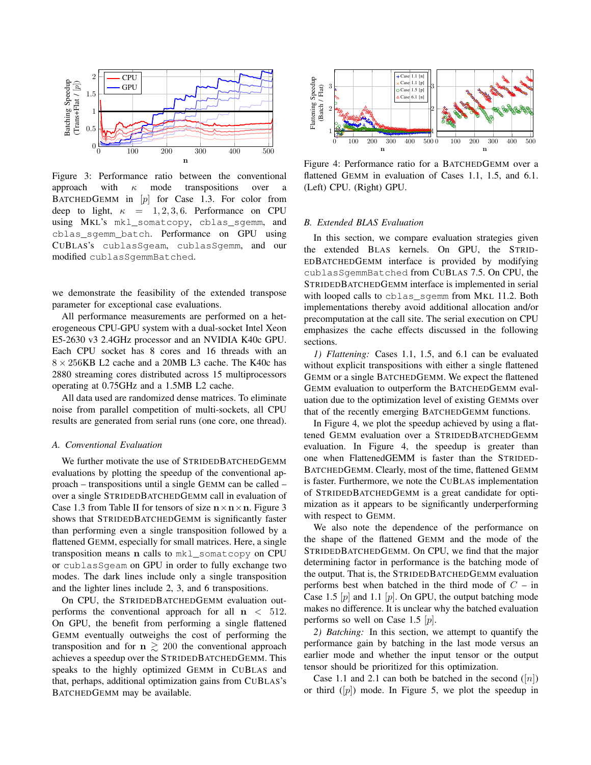Figure 3: Performance ratio between the conventional approach with $\kappa$ mode transpositions over a BATCHEDGEMM in $[p]$ for Case 1.3. For color from deep to light, $\kappa = 1, 2, 3, 6$. Performance on CPU using MKL's `mkl_somatcopy`, `cblas_sgemm`, and `cblas_sgemm_batch`. Performance on GPU using CUBLAS's `cublasSgeam`, `cublasSgemm`, and our modified `cublasSgemmBatched`.

Figure 4: Performance ratio for a BATCHEDGEMM over a flattened GEMM in evaluation of Cases 1.1, 1.5, and 6.1. (Left) CPU. (Right) GPU.

we demonstrate the feasibility of the extended transpose parameter for exceptional case evaluations.

All performance measurements are performed on a heterogeneous CPU-GPU system with a dual-socket Intel Xeon E5-2630 v3 2.4GHz processor and an NVIDIA K40c GPU. Each CPU socket has 8 cores and 16 threads with an $8 \times 256$KB L2 cache and a 20MB L3 cache. The K40c has 2880 streaming cores distributed across 15 multiprocessors operating at 0.75GHz and a 1.5MB L2 cache.

All data used are randomized dense matrices. To eliminate noise from parallel competition of multi-sockets, all CPU results are generated from serial runs (one core, one thread).

### A. Conventional Evaluation

We further motivate the use of STRIDEDBATCHEDGEMM evaluations by plotting the speedup of the conventional approach – transpositions until a single GEMM can be called – over a single STRIDEDBATCHEDGEMM call in evaluation of Case 1.3 from Table II for tensors of size $\mathbf{n} \times \mathbf{n} \times \mathbf{n}$. Figure 3 shows that STRIDEDBATCHEDGEMM is significantly faster than performing even a single transposition followed by a flattened GEMM, especially for small matrices. Here, a single transposition means $\mathbf{n}$ calls to `mkl_somatcopy` on CPU or `cublasSgeam` on GPU in order to fully exchange two modes. The dark lines include only a single transposition and the lighter lines include 2, 3, and 6 transpositions.

On CPU, the STRIDEDBATCHEDGEMM evaluation outperforms the conventional approach for all $\mathbf{n} < 512$. On GPU, the benefit from performing a single flattened GEMM eventually outweighs the cost of performing the transposition and for $\mathbf{n} \gtrsim 200$ the conventional approach achieves a speedup over the STRIDEDBATCHEDGEMM. This speaks to the highly optimized GEMM in CUBLAS and that, perhaps, additional optimization gains from CUBLAS's BATCHEDGEMM may be available.

### B. Extended BLAS Evaluation

In this section, we compare evaluation strategies given the extended BLAS kernels. On GPU, the STRIDEDBATCHEDGEMM interface is provided by modifying `cublasSgemmBatched` from CUBLAS 7.5. On CPU, the STRIDEDBATCHEDGEMM interface is implemented in serial with looped calls to `cblas_sgemm` from MKL 11.2. Both implementations thereby avoid additional allocation and/or precomputation at the call site. The serial execution on CPU emphasizes the cache effects discussed in the following sections.

*1) Flattening:* Cases 1.1, 1.5, and 6.1 can be evaluated without explicit transpositions with either a single flattened GEMM or a single BATCHEDGEMM. We expect the flattened GEMM evaluation to outperform the BATCHEDGEMM evaluation due to the optimization level of existing GEMMs over that of the recently emerging BATCHEDGEMM functions.

In Figure 4, we plot the speedup achieved by using a flattened GEMM evaluation over a STRIDEDBATCHEDGEMM evaluation. In Figure 4, the speedup is greater than one when FlattenedGEMM is faster than the STRIDEDBATCHEDGEMM. Clearly, most of the time, flattened GEMM is faster. Furthermore, we note the CUBLAS implementation of STRIDEDBATCHEDGEMM is a great candidate for optimization as it appears to be significantly underperforming with respect to GEMM.

We also note the dependence of the performance on the shape of the flattened GEMM and the mode of the STRIDEDBATCHEDGEMM. On CPU, we find that the major determining factor in performance is the batching mode of the output. That is, the STRIDEDBATCHEDGEMM evaluation performs best when batched in the third mode of $C$ – in Case 1.5 $[p]$ and 1.1 $[p]$. On GPU, the output batching mode makes no difference. It is unclear why the batched evaluation performs so well on Case 1.5 $[p]$.

*2) Batching:* In this section, we attempt to quantify the performance gain by batching in the last mode versus an earlier mode and whether the input tensor or the output tensor should be prioritized for this optimization.

Case 1.1 and 2.1 can both be batched in the second ($[n]$) or third ($[p]$) mode. In Figure 5, we plot the speedup in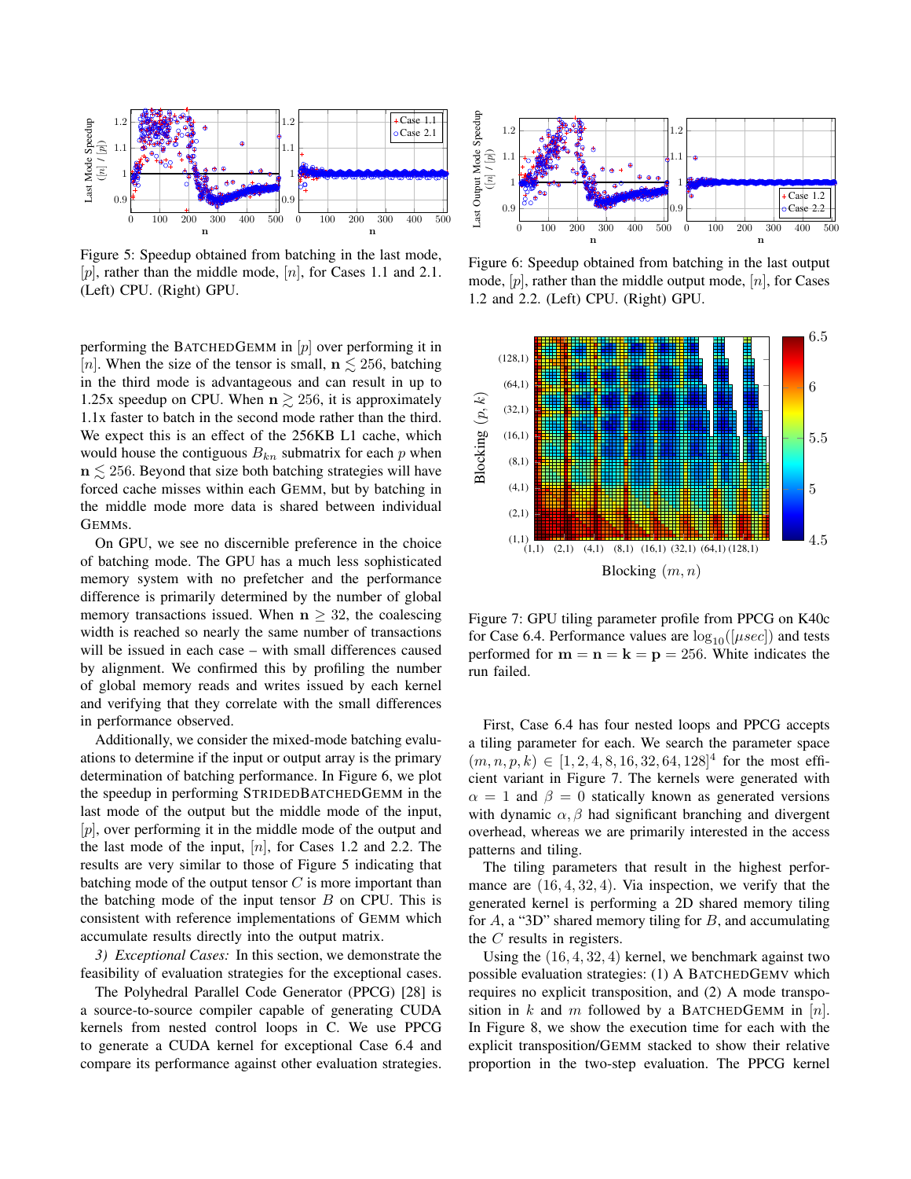Figure 5: Speedup obtained from batching in the last mode, $[p]$, rather than the middle mode, $[n]$, for Cases 1.1 and 2.1. (Left) CPU. (Right) GPU.

Figure 6: Speedup obtained from batching in the last output mode, $[p]$, rather than the middle output mode, $[n]$, for Cases 1.2 and 2.2. (Left) CPU. (Right) GPU.

performing the BATCHEDGEMM in $[p]$ over performing it in $[n]$. When the size of the tensor is small, $\mathbf{n} \lesssim 256$, batching in the third mode is advantageous and can result in up to 1.25x speedup on CPU. When $\mathbf{n} \gtrsim 256$, it is approximately 1.1x faster to batch in the second mode rather than the third. We expect this is an effect of the 256KB L1 cache, which would house the contiguous $B_{kn}$ submatrix for each $p$ when $\mathbf{n} \lesssim 256$. Beyond that size both batching strategies will have forced cache misses within each GEMM, but by batching in the middle mode more data is shared between individual GEMMs.

On GPU, we see no discernible preference in the choice of batching mode. The GPU has a much less sophisticated memory system with no prefetcher and the performance difference is primarily determined by the number of global memory transactions issued. When $\mathbf{n} \geq 32$, the coalescing width is reached so nearly the same number of transactions will be issued in each case – with small differences caused by alignment. We confirmed this by profiling the number of global memory reads and writes issued by each kernel and verifying that they correlate with the small differences in performance observed.

Additionally, we consider the mixed-mode batching evaluations to determine if the input or output array is the primary determination of batching performance. In Figure 6, we plot the speedup in performing STRIDEDBATCHEDGEMM in the last mode of the output but the middle mode of the input, $[p]$, over performing it in the middle mode of the output and the last mode of the input, $[n]$, for Cases 1.2 and 2.2. The results are very similar to those of Figure 5 indicating that batching mode of the output tensor $C$ is more important than the batching mode of the input tensor $B$ on CPU. This is consistent with reference implementations of GEMM which accumulate results directly into the output matrix.

*3) Exceptional Cases:* In this section, we demonstrate the feasibility of evaluation strategies for the exceptional cases.

The Polyhedral Parallel Code Generator (PPCG) [28] is a source-to-source compiler capable of generating CUDA kernels from nested control loops in C. We use PPCG to generate a CUDA kernel for exceptional Case 6.4 and compare its performance against other evaluation strategies.

Figure 7: GPU tiling parameter profile from PPCG on K40c for Case 6.4. Performance values are $\log_{10}([\mu sec])$ and tests performed for $\mathbf{m} = \mathbf{n} = \mathbf{k} = \mathbf{p} = 256$. White indicates the run failed.

First, Case 6.4 has four nested loops and PPCG accepts a tiling parameter for each. We search the parameter space $(m, n, p, k) \in [1, 2, 4, 8, 16, 32, 64, 128]^4$ for the most efficient variant in Figure 7. The kernels were generated with $\alpha = 1$ and $\beta = 0$ statically known as generated versions with dynamic $\alpha, \beta$ had significant branching and divergent overhead, whereas we are primarily interested in the access patterns and tiling.

The tiling parameters that result in the highest performance are $(16, 4, 32, 4)$. Via inspection, we verify that the generated kernel is performing a 2D shared memory tiling for $A$, a "3D" shared memory tiling for $B$, and accumulating the $C$ results in registers.

Using the $(16, 4, 32, 4)$ kernel, we benchmark against two possible evaluation strategies: (1) A BATCHEDGEMV which requires no explicit transposition, and (2) A mode transposition in $k$ and $m$ followed by a BATCHEDGEMM in $[n]$. In Figure 8, we show the execution time for each with the explicit transposition/GEMM stacked to show their relative proportion in the two-step evaluation. The PPCG kernel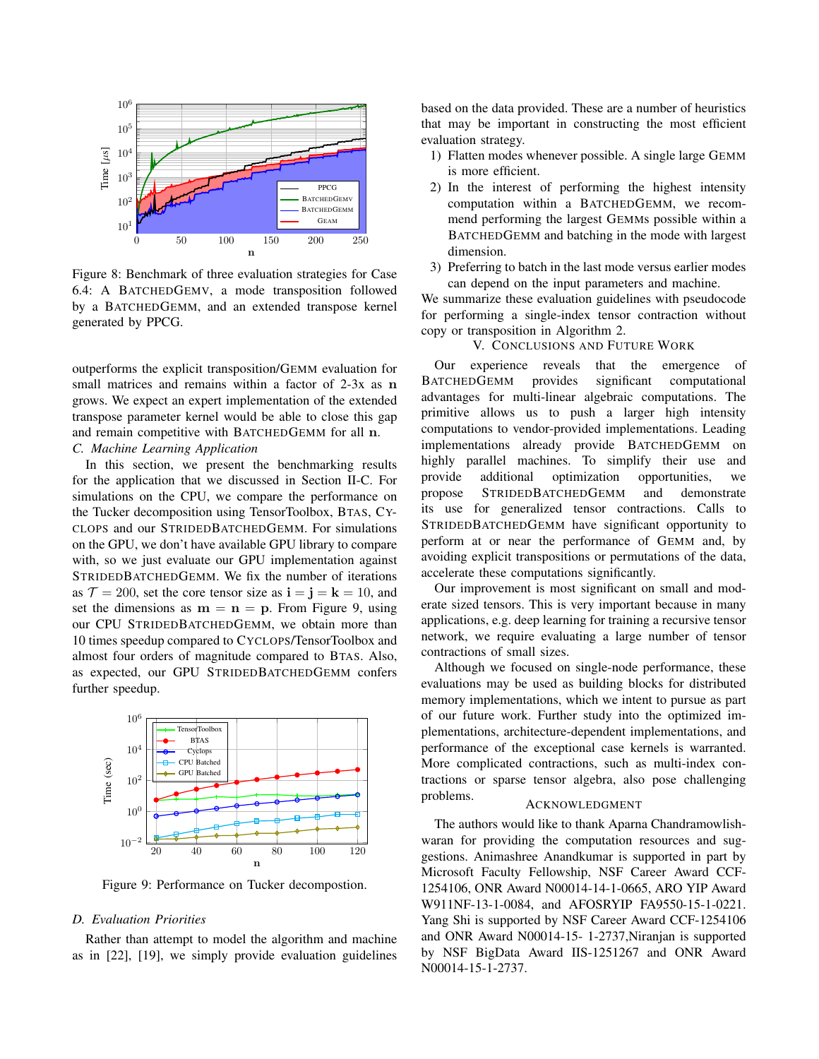Figure 8: Benchmark of three evaluation strategies for Case 6.4: A BATCHEDGEMV, a mode transposition followed by a BATCHEDGEMM, and an extended transpose kernel generated by PPCG.

outperforms the explicit transposition/GEMM evaluation for small matrices and remains within a factor of 2-3x as $\mathbf{n}$ grows. We expect an expert implementation of the extended transpose parameter kernel would be able to close this gap and remain competitive with BATCHEDGEMM for all $\mathbf{n}$.

### C. Machine Learning Application

In this section, we present the benchmarking results for the application that we discussed in Section II-C. For simulations on the CPU, we compare the performance on the Tucker decomposition using TensorToolbox, BTAS, CYCLOPS and our STRIDEDBATCHEDGEMM. For simulations on the GPU, we don't have available GPU library to compare with, so we just evaluate our GPU implementation against STRIDEDBATCHEDGEMM. We fix the number of iterations as $\mathcal{T} = 200$, set the core tensor size as $\mathbf{i} = \mathbf{j} = \mathbf{k} = 10$, and set the dimensions as $\mathbf{m} = \mathbf{n} = \mathbf{p}$. From Figure 9, using our CPU STRIDEDBATCHEDGEMM, we obtain more than 10 times speedup compared to CYCLOPS/TensorToolbox and almost four orders of magnitude compared to BTAS. Also, as expected, our GPU STRIDEDBATCHEDGEMM confers further speedup.

Figure 9: Performance on Tucker decompostion.

### D. Evaluation Priorities

Rather than attempt to model the algorithm and machine as in [22], [19], we simply provide evaluation guidelines based on the data provided. These are a number of heuristics that may be important in constructing the most efficient evaluation strategy.

1) Flatten modes whenever possible. A single large GEMM is more efficient.
2) In the interest of performing the highest intensity computation within a BATCHEDGEMM, we recommend performing the largest GEMMs possible within a BATCHEDGEMM and batching in the mode with largest dimension.
3) Preferring to batch in the last mode versus earlier modes can depend on the input parameters and machine.

We summarize these evaluation guidelines with pseudocode for performing a single-index tensor contraction without copy or transposition in Algorithm 2.

## V. CONCLUSIONS AND FUTURE WORK

Our experience reveals that the emergence of BATCHEDGEMM provides significant computational advantages for multi-linear algebraic computations. The primitive allows us to push a larger high intensity computations to vendor-provided implementations. Leading implementations already provide BATCHEDGEMM on highly parallel machines. To simplify their use and provide additional optimization opportunities, we propose STRIDEDBATCHEDGEMM and demonstrate its use for generalized tensor contractions. Calls to STRIDEDBATCHEDGEMM have significant opportunity to perform at or near the performance of GEMM and, by avoiding explicit transpositions or permutations of the data, accelerate these computations significantly.

Our improvement is most significant on small and moderate sized tensors. This is very important because in many applications, e.g. deep learning for training a recursive tensor network, we require evaluating a large number of tensor contractions of small sizes.

Although we focused on single-node performance, these evaluations may be used as building blocks for distributed memory implementations, which we intent to pursue as part of our future work. Further study into the optimized implementations, architecture-dependent implementations, and performance of the exceptional case kernels is warranted. More complicated contractions, such as multi-index contractions or sparse tensor algebra, also pose challenging problems.

## ACKNOWLEDGMENT

The authors would like to thank Aparna Chandramowlishwaran for providing the computation resources and suggestions. Animashree Anandkumar is supported in part by Microsoft Faculty Fellowship, NSF Career Award CCF-1254106, ONR Award N00014-14-1-0665, ARO YIP Award W911NF-13-1-0084, and AFOSRYIP FA9550-15-1-0221. Yang Shi is supported by NSF Career Award CCF-1254106 and ONR Award N00014-15- 1-2737,Niranjan is supported by NSF BigData Award IIS-1251267 and ONR Award N00014-15-1-2737.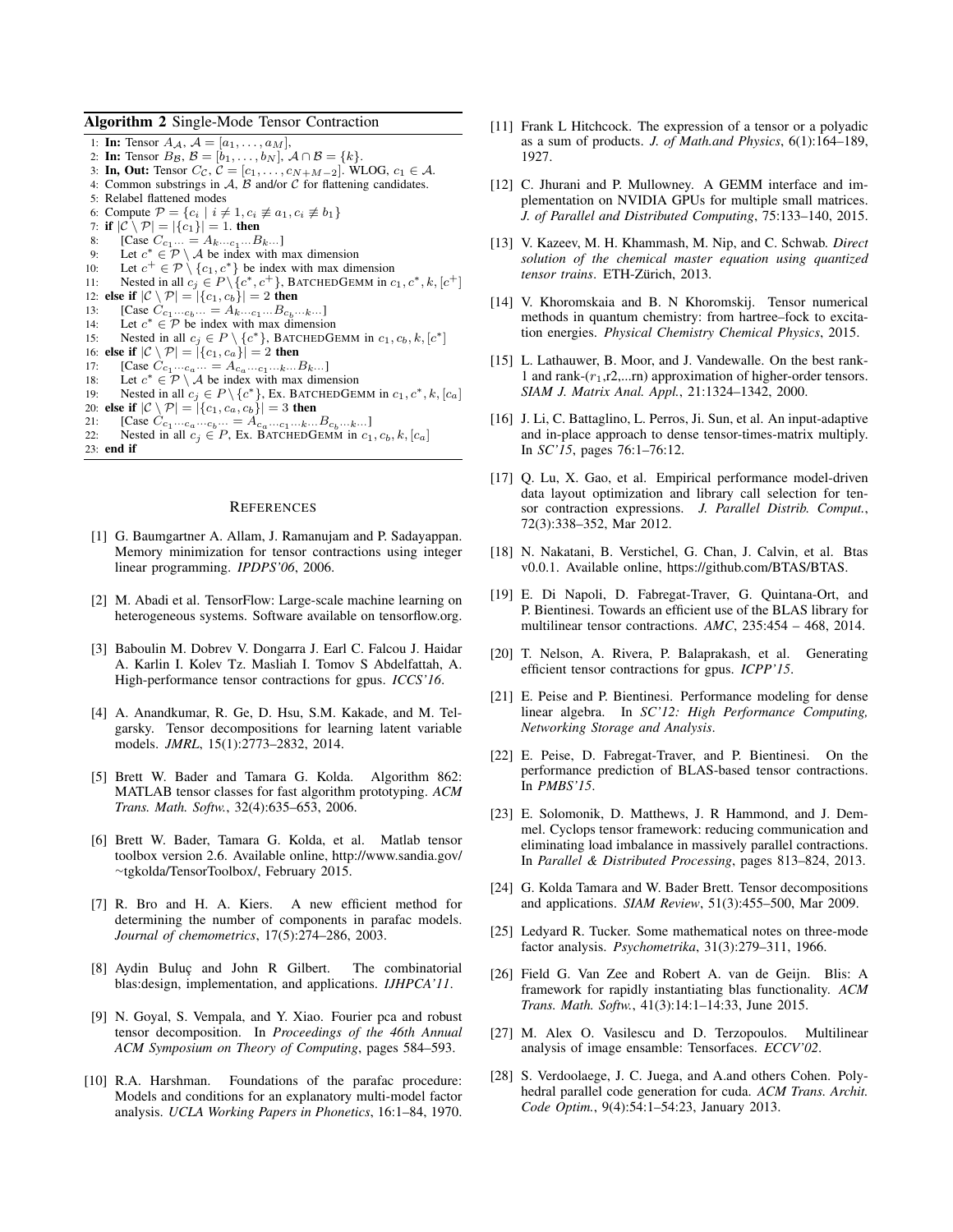**Algorithm 2** Single-Mode Tensor Contraction

```
1: In: Tensor A_𝒜, 𝒜 = [a_1, ..., a_M],
2: In: Tensor B_ℬ, ℬ = [b_1, ..., b_N], 𝒜 ∩ ℬ = {k}.
3: In, Out: Tensor C_𝒞, 𝒞 = [c_1, ..., c_{N+M-2}]. WLOG, c_1 ∈ 𝒜.
4: Common substrings in 𝒜, ℬ and/or 𝒞 for flattening candidates.
5: Relabel flattened modes
6: Compute 𝒫 = {c_i | i ≠ 1, c_i ≢ a_1, c_i ≢ b_1}
7: if |𝒞 \ 𝒫| = |{c_1}| = 1. then
8:     [Case C_{c_1...} = A_{k...c_1...} B_{k...}]
9:     Let c* ∈ 𝒫 \ 𝒜 be index with max dimension
10:    Let c+ ∈ 𝒫 \ {c_1, c*} be index with max dimension
11:    Nested in all c_j ∈ P \ {c*, c+}, BATCHEDGEMM in c_1, c*, k, [c+]
12: else if |𝒞 \ 𝒫| = |{c_1, c_b}| = 2 then
13:    [Case C_{c_1...c_b...} = A_{k...c_1...} B_{c_b...k...}]
14:    Let c* ∈ 𝒫 be index with max dimension
15:    Nested in all c_j ∈ P \ {c*}, BATCHEDGEMM in c_1, c_b, k, [c*]
16: else if |𝒞 \ 𝒫| = |{c_1, c_a}| = 2 then
17:    [Case C_{c_1...c_a...} = A_{c_a...c_1...k...} B_{k...}]
18:    Let c* ∈ 𝒫 \ 𝒜 be index with max dimension
19:    Nested in all c_j ∈ P \ {c*}, Ex. BATCHEDGEMM in c_1, c*, k, [c_a]
20: else if |𝒞 \ 𝒫| = |{c_1, c_a, c_b}| = 3 then
21:    [Case C_{c_1...c_a...c_b...} = A_{c_a...c_1...k...} B_{c_b...k...}]
22:    Nested in all c_j ∈ P, Ex. BATCHEDGEMM in c_1, c_b, k, [c_a]
23: end if
```

## References

[1] G. Baumgartner A. Allam, J. Ramanujam and P. Sadayappan. Memory minimization for tensor contractions using integer linear programming. *IPDPS'06*, 2006.

[2] M. Abadi et al. TensorFlow: Large-scale machine learning on heterogeneous systems. Software available on tensorflow.org.

[3] Baboulin M. Dobrev V. Dongarra J. Earl C. Falcou J. Haidar A. Karlin I. Kolev Tz. Masliah I. Tomov S Abdelfattah, A. High-performance tensor contractions for gpus. *ICCS'16*.

[4] A. Anandkumar, R. Ge, D. Hsu, S.M. Kakade, and M. Telgarsky. Tensor decompositions for learning latent variable models. *JMRL*, 15(1):2773–2832, 2014.

[5] Brett W. Bader and Tamara G. Kolda. Algorithm 862: MATLAB tensor classes for fast algorithm prototyping. *ACM Trans. Math. Softw.*, 32(4):635–653, 2006.

[6] Brett W. Bader, Tamara G. Kolda, et al. Matlab tensor toolbox version 2.6. Available online, http://www.sandia.gov/~tgkolda/TensorToolbox/, February 2015.

[7] R. Bro and H. A. Kiers. A new efficient method for determining the number of components in parafac models. *Journal of chemometrics*, 17(5):274–286, 2003.

[8] Aydin Buluç and John R Gilbert. The combinatorial blas:design, implementation, and applications. *IJHPCA'11*.

[9] N. Goyal, S. Vempala, and Y. Xiao. Fourier pca and robust tensor decomposition. In *Proceedings of the 46th Annual ACM Symposium on Theory of Computing*, pages 584–593.

[10] R.A. Harshman. Foundations of the parafac procedure: Models and conditions for an explanatory multi-model factor analysis. *UCLA Working Papers in Phonetics*, 16:1–84, 1970.

[11] Frank L Hitchcock. The expression of a tensor or a polyadic as a sum of products. *J. of Math.and Physics*, 6(1):164–189, 1927.

[12] C. Jhurani and P. Mullowney. A GEMM interface and implementation on NVIDIA GPUs for multiple small matrices. *J. of Parallel and Distributed Computing*, 75:133–140, 2015.

[13] V. Kazeev, M. H. Khammash, M. Nip, and C. Schwab. *Direct solution of the chemical master equation using quantized tensor trains*. ETH-Zürich, 2013.

[14] V. Khoromskaia and B. N Khoromskij. Tensor numerical methods in quantum chemistry: from hartree–fock to excitation energies. *Physical Chemistry Chemical Physics*, 2015.

[15] L. Lathauwer, B. Moor, and J. Vandewalle. On the best rank-1 and rank-($r_1$,r2,...rn) approximation of higher-order tensors. *SIAM J. Matrix Anal. Appl.*, 21:1324–1342, 2000.

[16] J. Li, C. Battaglino, L. Perros, Ji. Sun, et al. An input-adaptive and in-place approach to dense tensor-times-matrix multiply. In *SC'15*, pages 76:1–76:12.

[17] Q. Lu, X. Gao, et al. Empirical performance model-driven data layout optimization and library call selection for tensor contraction expressions. *J. Parallel Distrib. Comput.*, 72(3):338–352, Mar 2012.

[18] N. Nakatani, B. Verstichel, G. Chan, J. Calvin, et al. Btas v0.0.1. Available online, https://github.com/BTAS/BTAS.

[19] E. Di Napoli, D. Fabregat-Traver, G. Quintana-Ort, and P. Bientinesi. Towards an efficient use of the BLAS library for multilinear tensor contractions. *AMC*, 235:454 – 468, 2014.

[20] T. Nelson, A. Rivera, P. Balaprakash, et al. Generating efficient tensor contractions for gpus. *ICPP'15*.

[21] E. Peise and P. Bientinesi. Performance modeling for dense linear algebra. In *SC'12: High Performance Computing, Networking Storage and Analysis*.

[22] E. Peise, D. Fabregat-Traver, and P. Bientinesi. On the performance prediction of BLAS-based tensor contractions. In *PMBS'15*.

[23] E. Solomonik, D. Matthews, J. R Hammond, and J. Demmel. Cyclops tensor framework: reducing communication and eliminating load imbalance in massively parallel contractions. In *Parallel & Distributed Processing*, pages 813–824, 2013.

[24] G. Kolda Tamara and W. Bader Brett. Tensor decompositions and applications. *SIAM Review*, 51(3):455–500, Mar 2009.

[25] Ledyard R. Tucker. Some mathematical notes on three-mode factor analysis. *Psychometrika*, 31(3):279–311, 1966.

[26] Field G. Van Zee and Robert A. van de Geijn. Blis: A framework for rapidly instantiating blas functionality. *ACM Trans. Math. Softw.*, 41(3):14:1–14:33, June 2015.

[27] M. Alex O. Vasilescu and D. Terzopoulos. Multilinear analysis of image ensamble: Tensorfaces. *ECCV'02*.

[28] S. Verdoolaege, J. C. Juega, and A.and others Cohen. Polyhedral parallel code generation for cuda. *ACM Trans. Archit. Code Optim.*, 9(4):54:1–54:23, January 2013.